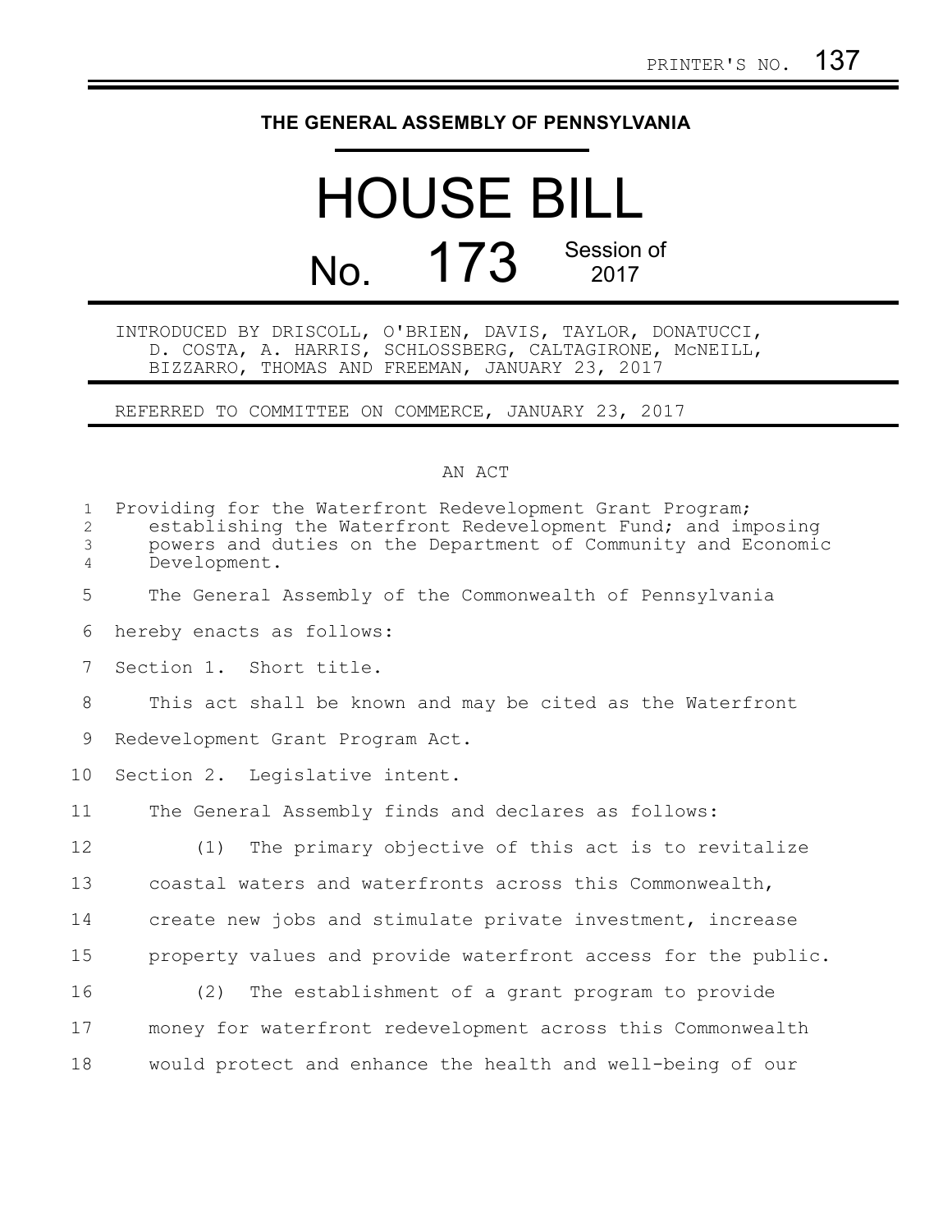PRINTER'S NO. 137

**THE GENERAL ASSEMBLY OF PENNSYLVANIA**

# HOUSE BILL

## No. 173 Session of 2017

INTRODUCED BY DRISCOLL, O'BRIEN, DAVIS, TAYLOR, DONATUCCI, D. COSTA, A. HARRIS, SCHLOSSBERG, CALTAGIRONE, McNEILL, BIZZARRO, THOMAS AND FREEMAN, JANUARY 23, 2017

REFERRED TO COMMITTEE ON COMMERCE, JANUARY 23, 2017

AN ACT

Providing for the Waterfront Redevelopment Grant Program; establishing the Waterfront Redevelopment Fund; and imposing powers and duties on the Department of Community and Economic Development.

The General Assembly of the Commonwealth of Pennsylvania hereby enacts as follows:

Section 1. Short title.

This act shall be known and may be cited as the Waterfront Redevelopment Grant Program Act.

Section 2. Legislative intent.

The General Assembly finds and declares as follows:

(1) The primary objective of this act is to revitalize coastal waters and waterfronts across this Commonwealth, create new jobs and stimulate private investment, increase property values and provide waterfront access for the public.

(2) The establishment of a grant program to provide money for waterfront redevelopment across this Commonwealth would protect and enhance the health and well-being of our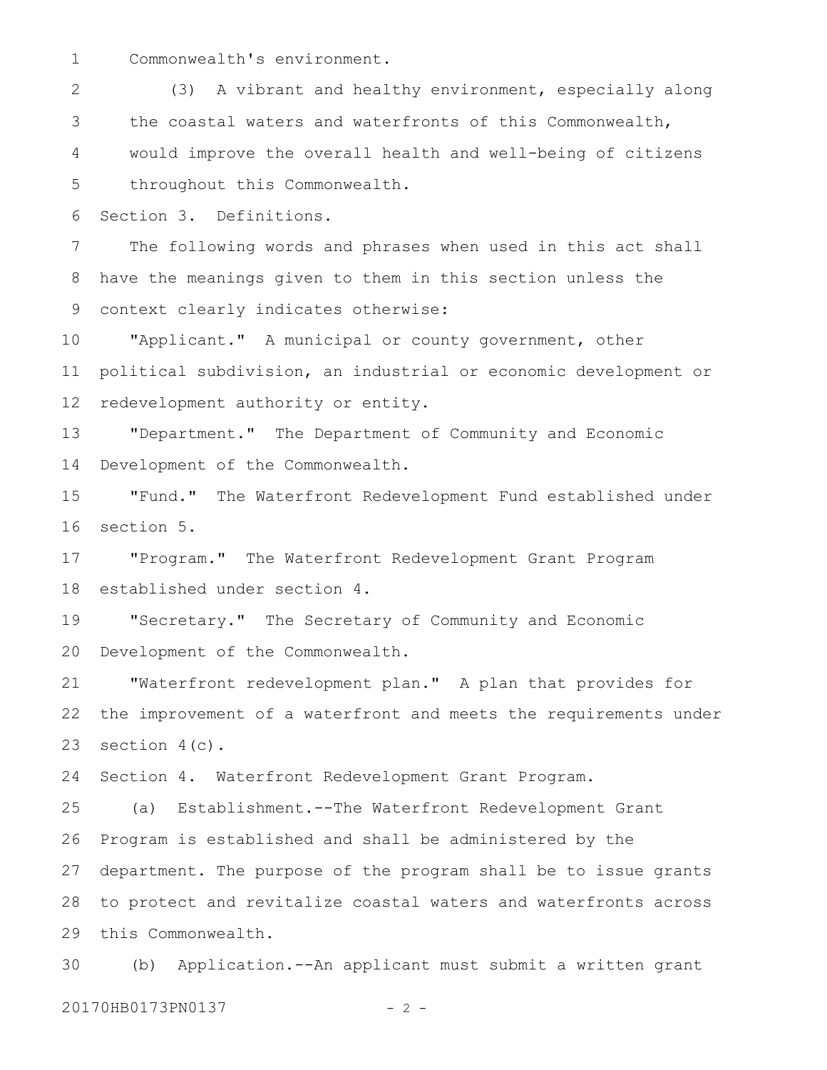Commonwealth's environment.

(3) A vibrant and healthy environment, especially along the coastal waters and waterfronts of this Commonwealth, would improve the overall health and well-being of citizens throughout this Commonwealth.

Section 3. Definitions.

The following words and phrases when used in this act shall have the meanings given to them in this section unless the context clearly indicates otherwise:

"Applicant." A municipal or county government, other political subdivision, an industrial or economic development or redevelopment authority or entity.

"Department." The Department of Community and Economic Development of the Commonwealth.

"Fund." The Waterfront Redevelopment Fund established under section 5.

"Program." The Waterfront Redevelopment Grant Program established under section 4.

"Secretary." The Secretary of Community and Economic Development of the Commonwealth.

"Waterfront redevelopment plan." A plan that provides for the improvement of a waterfront and meets the requirements under section 4(c).

Section 4. Waterfront Redevelopment Grant Program.

(a) Establishment.--The Waterfront Redevelopment Grant Program is established and shall be administered by the department. The purpose of the program shall be to issue grants to protect and revitalize coastal waters and waterfronts across this Commonwealth.

(b) Application.--An applicant must submit a written grant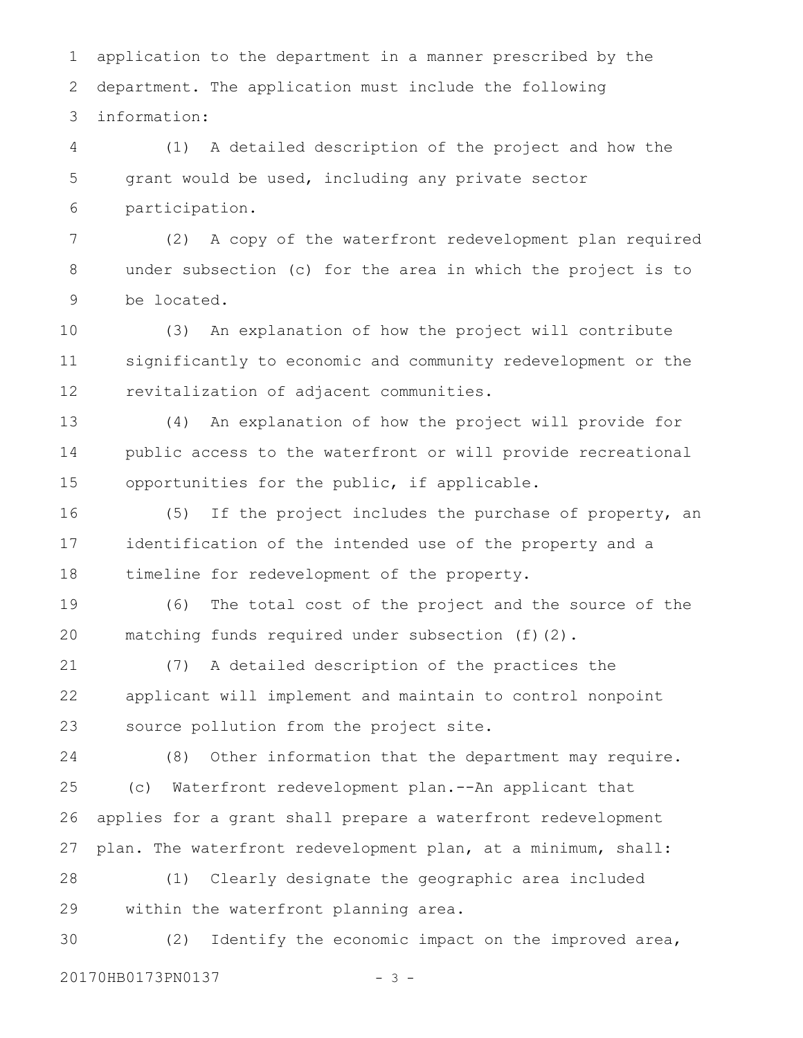application to the department in a manner prescribed by the department. The application must include the following information:

(1) A detailed description of the project and how the grant would be used, including any private sector participation.

(2) A copy of the waterfront redevelopment plan required under subsection (c) for the area in which the project is to be located.

(3) An explanation of how the project will contribute significantly to economic and community redevelopment or the revitalization of adjacent communities.

(4) An explanation of how the project will provide for public access to the waterfront or will provide recreational opportunities for the public, if applicable.

(5) If the project includes the purchase of property, an identification of the intended use of the property and a timeline for redevelopment of the property.

(6) The total cost of the project and the source of the matching funds required under subsection (f)(2).

(7) A detailed description of the practices the applicant will implement and maintain to control nonpoint source pollution from the project site.

(8) Other information that the department may require.

(c) Waterfront redevelopment plan.--An applicant that applies for a grant shall prepare a waterfront redevelopment plan. The waterfront redevelopment plan, at a minimum, shall:

(1) Clearly designate the geographic area included within the waterfront planning area.

(2) Identify the economic impact on the improved area,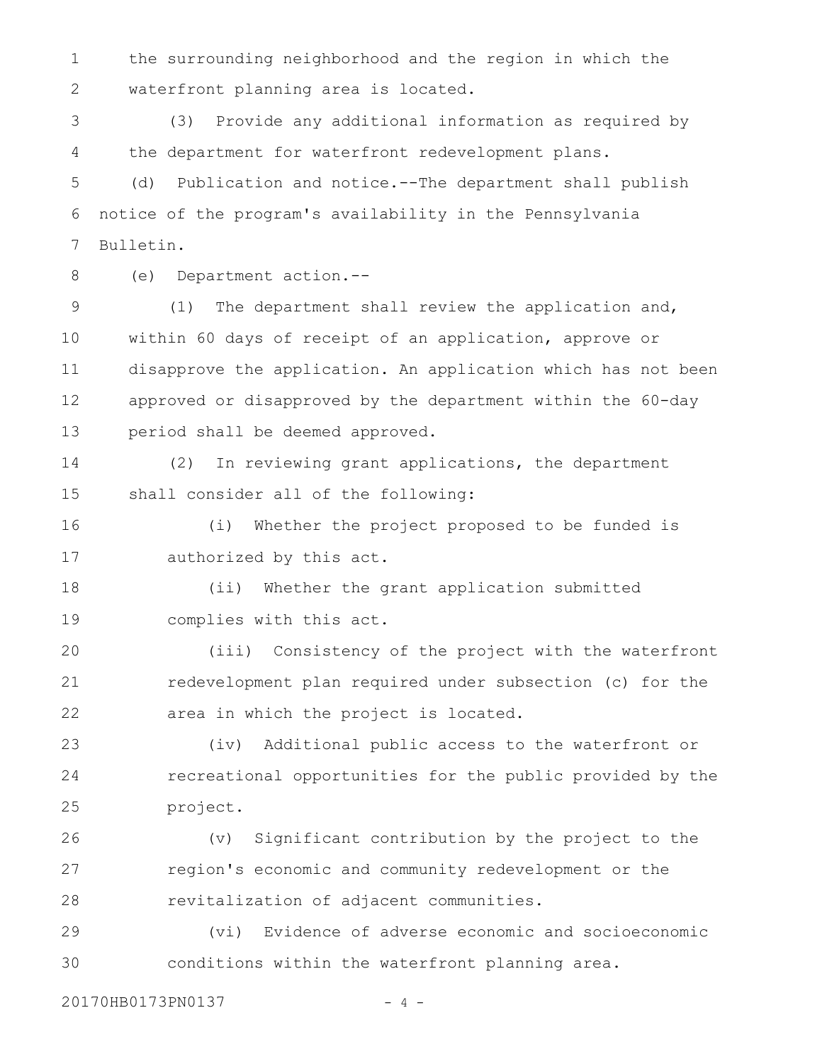the surrounding neighborhood and the region in which the waterfront planning area is located.

(3) Provide any additional information as required by the department for waterfront redevelopment plans.

(d) Publication and notice.--The department shall publish notice of the program's availability in the Pennsylvania Bulletin.

(e) Department action.--

(1) The department shall review the application and, within 60 days of receipt of an application, approve or disapprove the application. An application which has not been approved or disapproved by the department within the 60-day period shall be deemed approved.

(2) In reviewing grant applications, the department shall consider all of the following:

(i) Whether the project proposed to be funded is authorized by this act.

(ii) Whether the grant application submitted complies with this act.

(iii) Consistency of the project with the waterfront redevelopment plan required under subsection (c) for the area in which the project is located.

(iv) Additional public access to the waterfront or recreational opportunities for the public provided by the project.

(v) Significant contribution by the project to the region's economic and community redevelopment or the revitalization of adjacent communities.

(vi) Evidence of adverse economic and socioeconomic conditions within the waterfront planning area.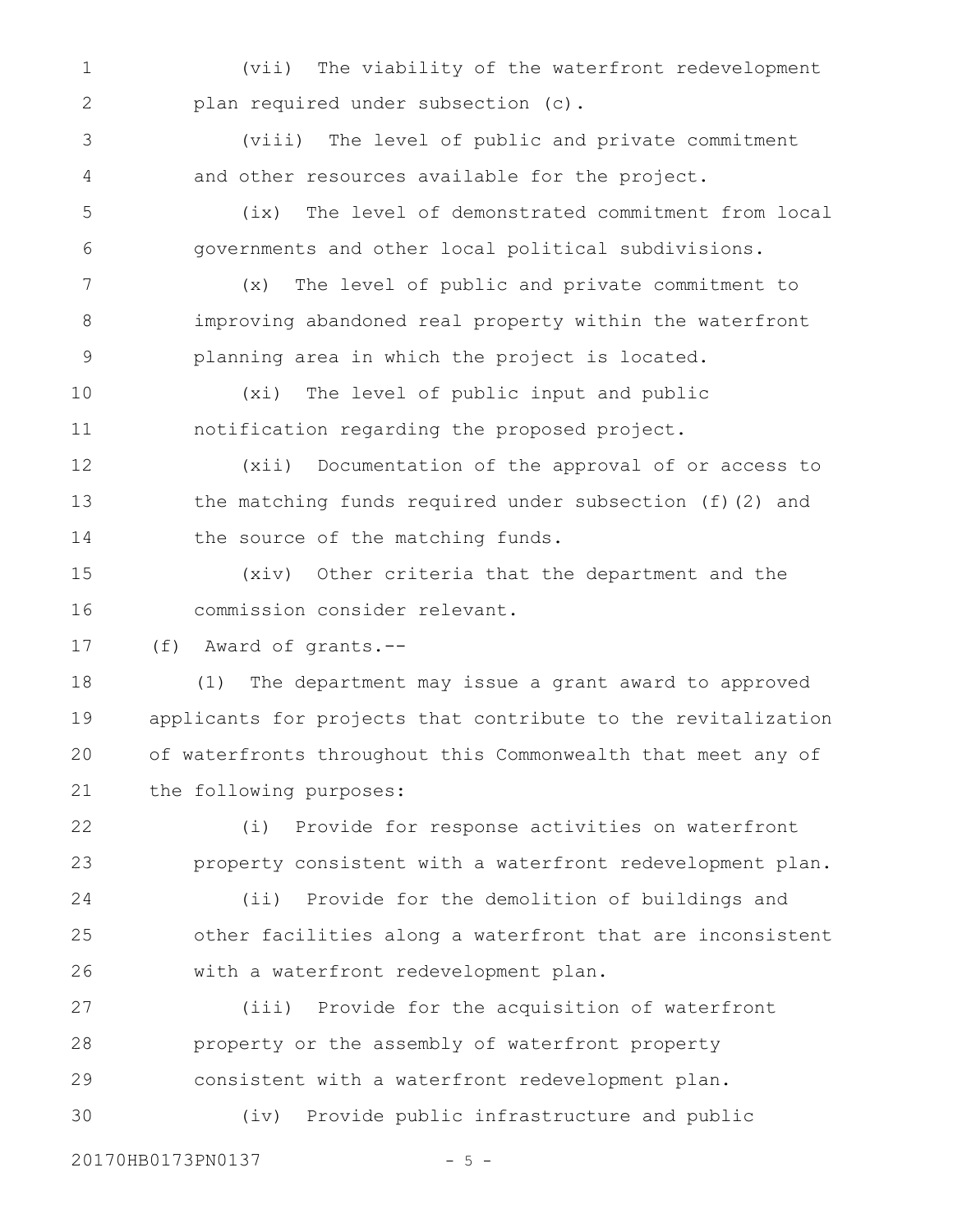(vii) The viability of the waterfront redevelopment plan required under subsection (c).

(viii) The level of public and private commitment and other resources available for the project.

(ix) The level of demonstrated commitment from local governments and other local political subdivisions.

(x) The level of public and private commitment to improving abandoned real property within the waterfront planning area in which the project is located.

(xi) The level of public input and public notification regarding the proposed project.

(xii) Documentation of the approval of or access to the matching funds required under subsection (f)(2) and the source of the matching funds.

(xiv) Other criteria that the department and the commission consider relevant.

(f) Award of grants.--

(1) The department may issue a grant award to approved applicants for projects that contribute to the revitalization of waterfronts throughout this Commonwealth that meet any of the following purposes:

(i) Provide for response activities on waterfront property consistent with a waterfront redevelopment plan.

(ii) Provide for the demolition of buildings and other facilities along a waterfront that are inconsistent with a waterfront redevelopment plan.

(iii) Provide for the acquisition of waterfront property or the assembly of waterfront property consistent with a waterfront redevelopment plan.

(iv) Provide public infrastructure and public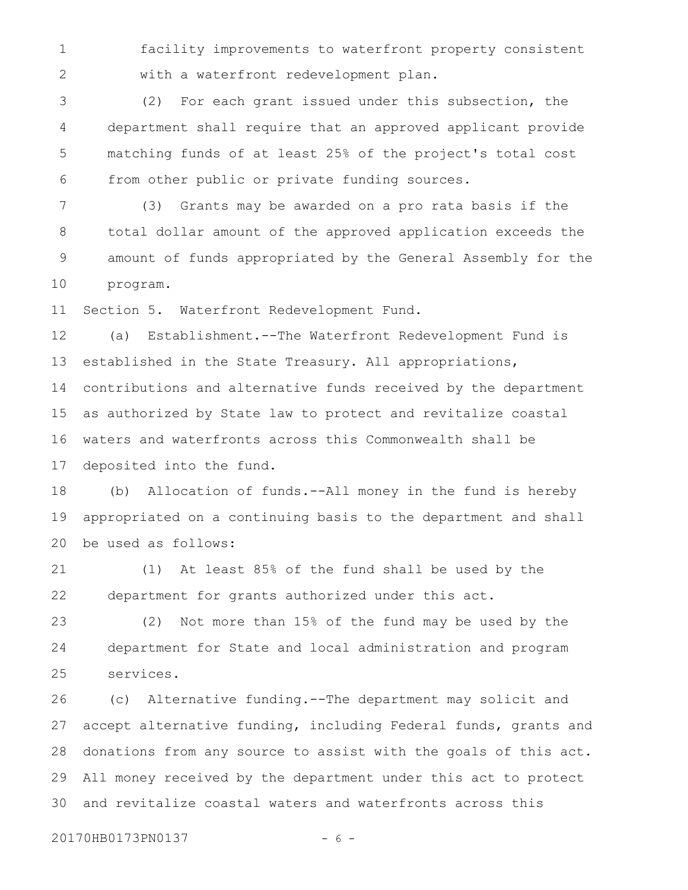facility improvements to waterfront property consistent with a waterfront redevelopment plan.

(2) For each grant issued under this subsection, the department shall require that an approved applicant provide matching funds of at least 25% of the project's total cost from other public or private funding sources.

(3) Grants may be awarded on a pro rata basis if the total dollar amount of the approved application exceeds the amount of funds appropriated by the General Assembly for the program.

Section 5. Waterfront Redevelopment Fund.

(a) Establishment.--The Waterfront Redevelopment Fund is established in the State Treasury. All appropriations, contributions and alternative funds received by the department as authorized by State law to protect and revitalize coastal waters and waterfronts across this Commonwealth shall be deposited into the fund.

(b) Allocation of funds.--All money in the fund is hereby appropriated on a continuing basis to the department and shall be used as follows:

(1) At least 85% of the fund shall be used by the department for grants authorized under this act.

(2) Not more than 15% of the fund may be used by the department for State and local administration and program services.

(c) Alternative funding.--The department may solicit and accept alternative funding, including Federal funds, grants and donations from any source to assist with the goals of this act. All money received by the department under this act to protect and revitalize coastal waters and waterfronts across this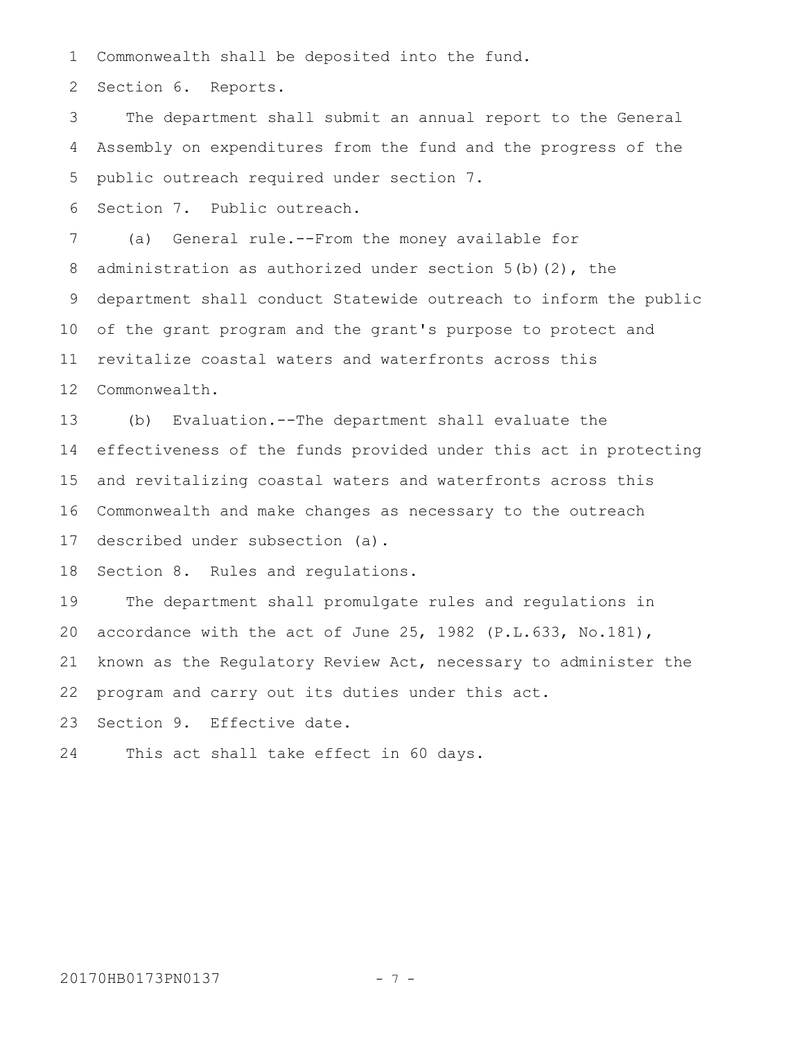Commonwealth shall be deposited into the fund.

Section 6. Reports.

The department shall submit an annual report to the General Assembly on expenditures from the fund and the progress of the public outreach required under section 7.

Section 7. Public outreach.

(a) General rule.--From the money available for administration as authorized under section 5(b)(2), the department shall conduct Statewide outreach to inform the public of the grant program and the grant's purpose to protect and revitalize coastal waters and waterfronts across this Commonwealth.

(b) Evaluation.--The department shall evaluate the effectiveness of the funds provided under this act in protecting and revitalizing coastal waters and waterfronts across this Commonwealth and make changes as necessary to the outreach described under subsection (a).

Section 8. Rules and regulations.

The department shall promulgate rules and regulations in accordance with the act of June 25, 1982 (P.L.633, No.181), known as the Regulatory Review Act, necessary to administer the program and carry out its duties under this act.

Section 9. Effective date.

This act shall take effect in 60 days.